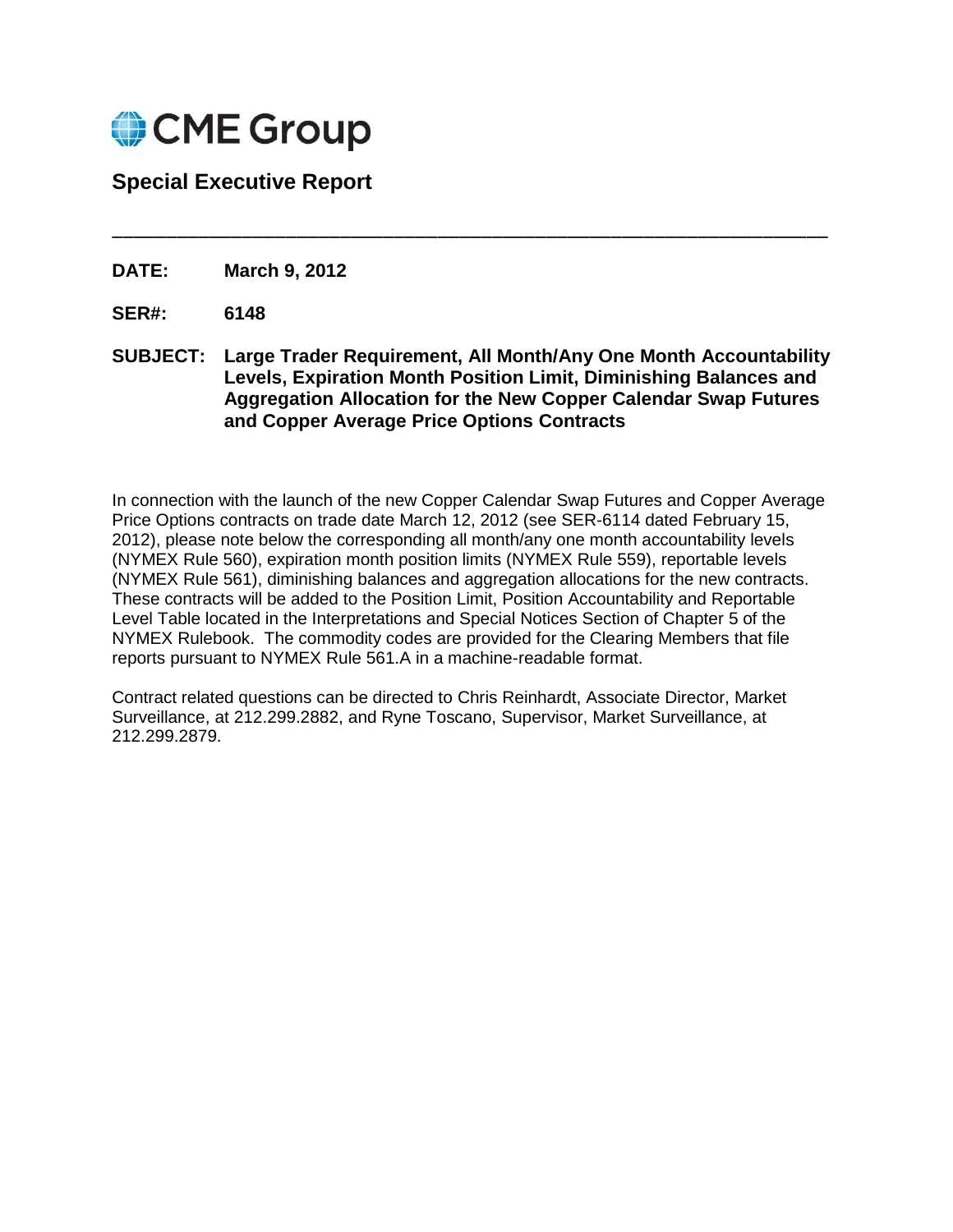CME Group

## Special Executive Report

---

**DATE:** **March 9, 2012**

**SER#:** **6148**

**SUBJECT:** **Large Trader Requirement, All Month/Any One Month Accountability Levels, Expiration Month Position Limit, Diminishing Balances and Aggregation Allocation for the New Copper Calendar Swap Futures and Copper Average Price Options Contracts**

In connection with the launch of the new Copper Calendar Swap Futures and Copper Average Price Options contracts on trade date March 12, 2012 (see SER-6114 dated February 15, 2012), please note below the corresponding all month/any one month accountability levels (NYMEX Rule 560), expiration month position limits (NYMEX Rule 559), reportable levels (NYMEX Rule 561), diminishing balances and aggregation allocations for the new contracts. These contracts will be added to the Position Limit, Position Accountability and Reportable Level Table located in the Interpretations and Special Notices Section of Chapter 5 of the NYMEX Rulebook. The commodity codes are provided for the Clearing Members that file reports pursuant to NYMEX Rule 561.A in a machine-readable format.

Contract related questions can be directed to Chris Reinhardt, Associate Director, Market Surveillance, at 212.299.2882, and Ryne Toscano, Supervisor, Market Surveillance, at 212.299.2879.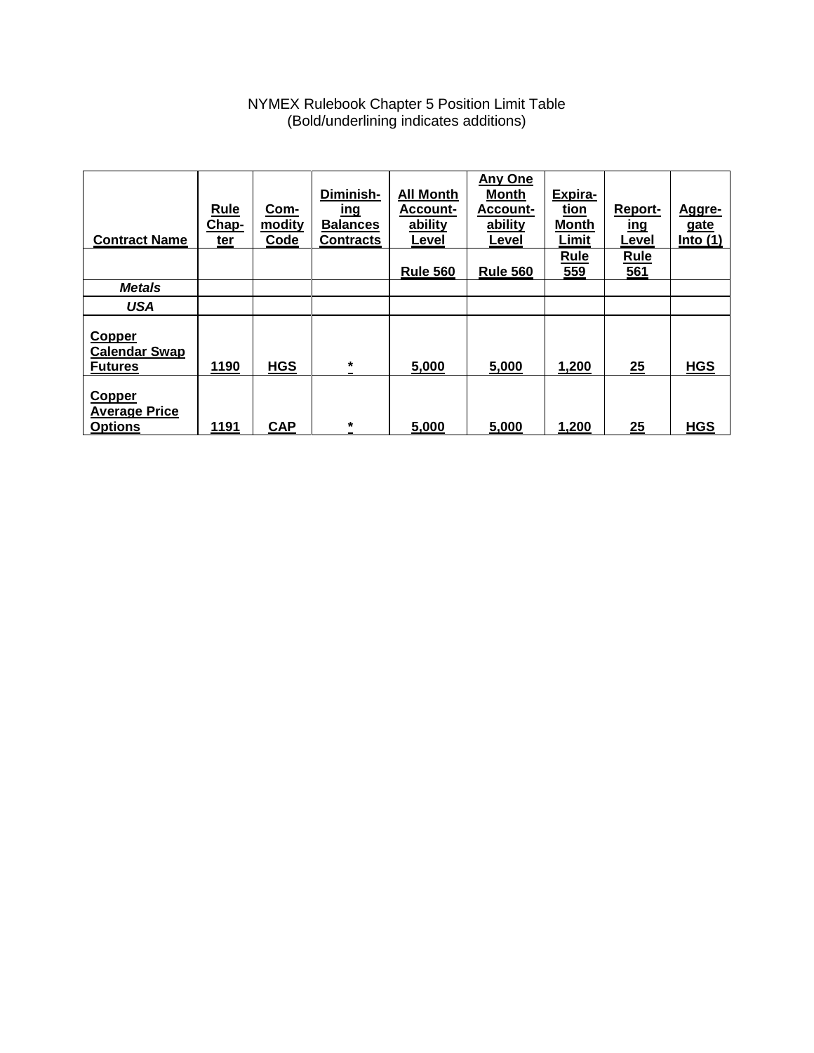NYMEX Rulebook Chapter 5 Position Limit Table
(Bold/underlining indicates additions)

| **Contract Name** | **Rule Chap-ter** | **Com-modity Code** | **Diminish-ing Balances Contracts** | **All Month Account-ability Level** | **Any One Month Account-ability Level** | **Expira-tion Month Limit** | **Report-ing Level** | **Aggre-gate Into (1)** |
|---|---|---|---|---|---|---|---|---|
| | | | | **Rule 560** | **Rule 560** | **Rule 559** | **Rule 561** | |
| ***Metals*** | | | | | | | | |
| ***USA*** | | | | | | | | |
| **Copper Calendar Swap Futures** | **1190** | **HGS** | **\*** | **5,000** | **5,000** | **1,200** | **25** | **HGS** |
| **Copper Average Price Options** | **1191** | **CAP** | **\*** | **5,000** | **5,000** | **1,200** | **25** | **HGS** |